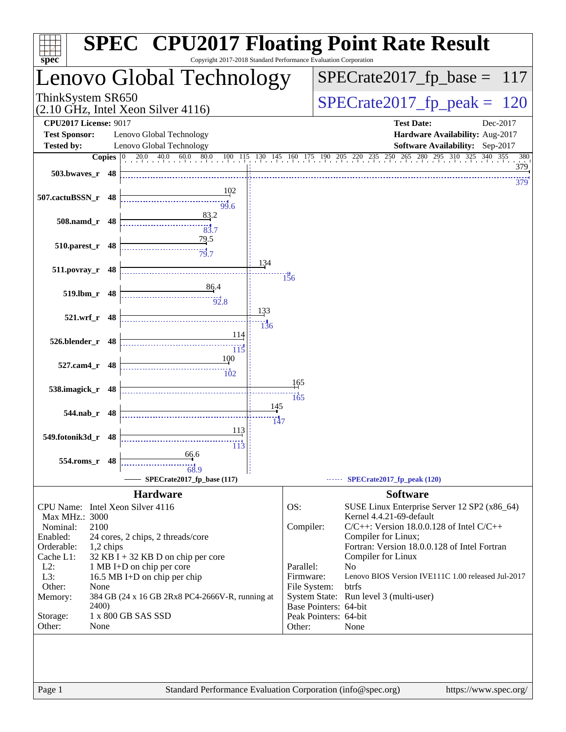# SPEC CPU2017 Floating Point Rate Result

Copyright 2017-2018 Standard Performance Evaluation Corporation

## Lenovo Global Technology

ThinkSystem SR650
(2.10 GHz, Intel Xeon Silver 4116)

**SPECrate2017_fp_base = 117**

**SPECrate2017_fp_peak = 120**

| | | | |
|---|---|---|---|
| **CPU2017 License:** | 9017 | **Test Date:** | Dec-2017 |
| **Test Sponsor:** | Lenovo Global Technology | **Hardware Availability:** | Aug-2017 |
| **Tested by:** | Lenovo Global Technology | **Software Availability:** | Sep-2017 |

| Benchmark | Copies | Base | Peak |
|---|---|---|---|
| 503.bwaves_r | 48 | 379 | 379 |
| 507.cactuBSSN_r | 48 | 102 | 99.6 |
| 508.namd_r | 48 | 83.2 | 83.7 |
| 510.parest_r | 48 | 79.5 | 79.7 |
| 511.povray_r | 48 | 134 | 156 |
| 519.lbm_r | 48 | 86.4 | 92.8 |
| 521.wrf_r | 48 | 133 | 136 |
| 526.blender_r | 48 | 114 | 115 |
| 527.cam4_r | 48 | 100 | 102 |
| 538.imagick_r | 48 | 165 | 165 |
| 544.nab_r | 48 | 145 | 147 |
| 549.fotonik3d_r | 48 | 113 | 113 |
| 554.roms_r | 48 | 66.6 | 68.9 |

SPECrate2017_fp_base (117) —— SPECrate2017_fp_peak (120)

### Hardware

| | |
|---|---|
| CPU Name: | Intel Xeon Silver 4116 |
| Max MHz.: | 3000 |
| Nominal: | 2100 |
| Enabled: | 24 cores, 2 chips, 2 threads/core |
| Orderable: | 1,2 chips |
| Cache L1: | 32 KB I + 32 KB D on chip per core |
| L2: | 1 MB I+D on chip per core |
| L3: | 16.5 MB I+D on chip per chip |
| Other: | None |
| Memory: | 384 GB (24 x 16 GB 2Rx8 PC4-2666V-R, running at 2400) |
| Storage: | 1 x 800 GB SAS SSD |
| Other: | None |

### Software

| | |
|---|---|
| OS: | SUSE Linux Enterprise Server 12 SP2 (x86_64) Kernel 4.4.21-69-default |
| Compiler: | C/C++: Version 18.0.0.128 of Intel C/C++ Compiler for Linux; Fortran: Version 18.0.0.128 of Intel Fortran Compiler for Linux |
| Parallel: | No |
| Firmware: | Lenovo BIOS Version IVE111C 1.00 released Jul-2017 |
| File System: | btrfs |
| System State: | Run level 3 (multi-user) |
| Base Pointers: | 64-bit |
| Peak Pointers: | 64-bit |
| Other: | None |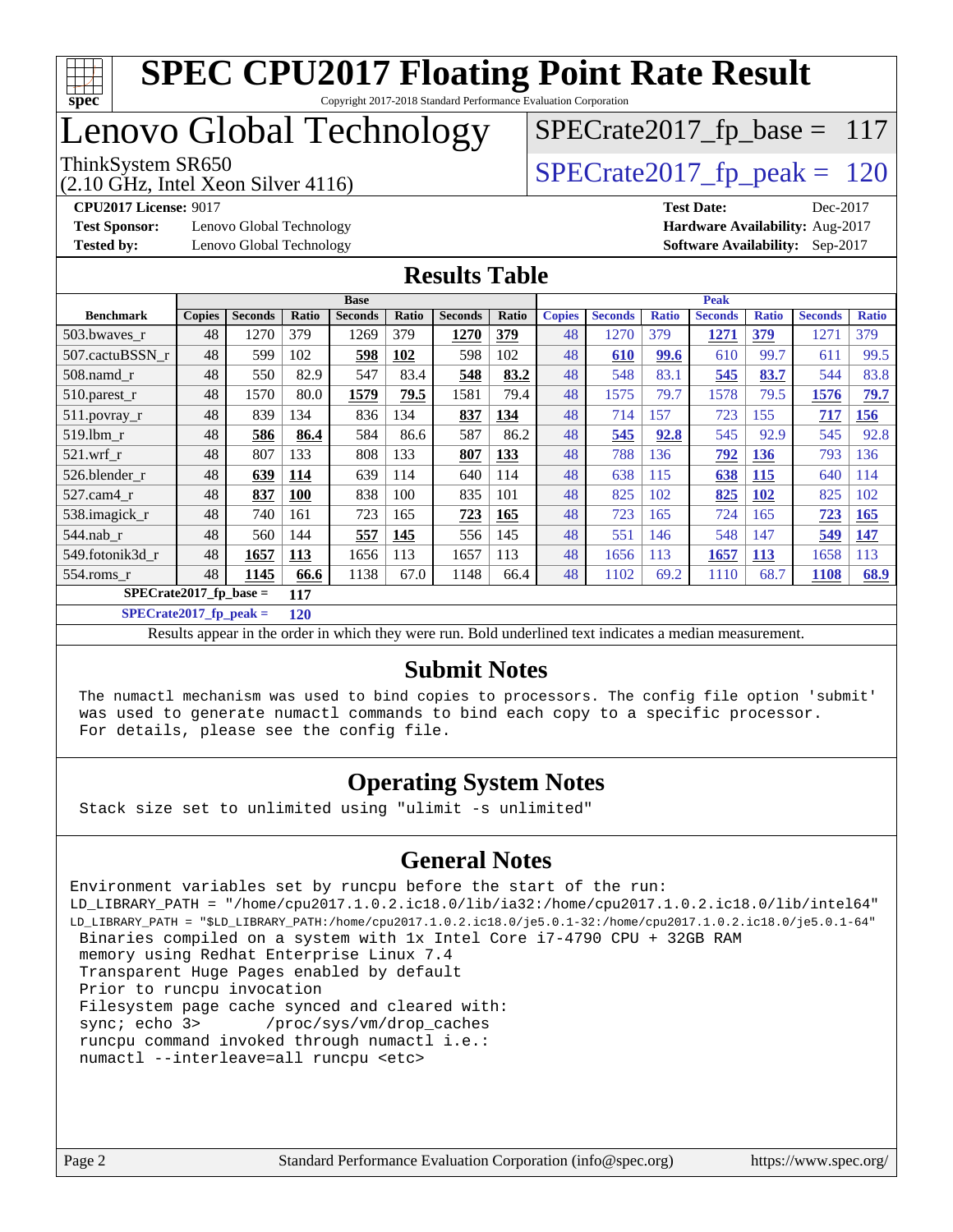# SPEC CPU2017 Floating Point Rate Result

Copyright 2017-2018 Standard Performance Evaluation Corporation

# Lenovo Global Technology

ThinkSystem SR650
(2.10 GHz, Intel Xeon Silver 4116)

SPECrate2017_fp_base = 117

SPECrate2017_fp_peak = 120

**CPU2017 License:** 9017
**Test Sponsor:** Lenovo Global Technology
**Tested by:** Lenovo Global Technology

**Test Date:** Dec-2017
**Hardware Availability:** Aug-2017
**Software Availability:** Sep-2017

## Results Table

| | Base | | | | | | | Peak | | | | | | |
|---|---|---|---|---|---|---|---|---|---|---|---|---|---|---|
| **Benchmark** | **Copies** | **Seconds** | **Ratio** | **Seconds** | **Ratio** | **Seconds** | **Ratio** | **Copies** | **Seconds** | **Ratio** | **Seconds** | **Ratio** | **Seconds** | **Ratio** |
| 503.bwaves_r | 48 | 1270 | 379 | 1269 | 379 | **1270** | **379** | 48 | 1270 | 379 | **1271** | **379** | 1271 | 379 |
| 507.cactuBSSN_r | 48 | 599 | 102 | **598** | **102** | 598 | 102 | 48 | **610** | **99.6** | 610 | 99.7 | 611 | 99.5 |
| 508.namd_r | 48 | 550 | 82.9 | 547 | 83.4 | **548** | **83.2** | 48 | 548 | 83.1 | **545** | **83.7** | 544 | 83.8 |
| 510.parest_r | 48 | 1570 | 80.0 | **1579** | **79.5** | 1581 | 79.4 | 48 | 1575 | 79.7 | 1578 | 79.5 | **1576** | **79.7** |
| 511.povray_r | 48 | 839 | 134 | 836 | 134 | **837** | **134** | 48 | 714 | 157 | 723 | 155 | **717** | **156** |
| 519.lbm_r | 48 | **586** | **86.4** | 584 | 86.6 | 587 | 86.2 | 48 | **545** | **92.8** | 545 | 92.9 | 545 | 92.8 |
| 521.wrf_r | 48 | 807 | 133 | 808 | 133 | **807** | **133** | 48 | 788 | 136 | **792** | **136** | 793 | 136 |
| 526.blender_r | 48 | **639** | **114** | 639 | 114 | 640 | 114 | 48 | 638 | 115 | **638** | **115** | 640 | 114 |
| 527.cam4_r | 48 | **837** | **100** | 838 | 100 | 835 | 101 | 48 | 825 | 102 | **825** | **102** | 825 | 102 |
| 538.imagick_r | 48 | 740 | 161 | 723 | 165 | **723** | **165** | 48 | 723 | 165 | 724 | 165 | **723** | **165** |
| 544.nab_r | 48 | 560 | 144 | **557** | **145** | 556 | 145 | 48 | 551 | 146 | 548 | 147 | **549** | **147** |
| 549.fotonik3d_r | 48 | **1657** | **113** | 1656 | 113 | 1657 | 113 | 48 | 1656 | 113 | **1657** | **113** | 1658 | 113 |
| 554.roms_r | 48 | **1145** | **66.6** | 1138 | 67.0 | 1148 | 66.4 | 48 | 1102 | 69.2 | 1110 | 68.7 | **1108** | **68.9** |

**SPECrate2017_fp_base = 117**

**SPECrate2017_fp_peak = 120**

Results appear in the order in which they were run. Bold underlined text indicates a median measurement.

## Submit Notes

```
The numactl mechanism was used to bind copies to processors. The config file option 'submit'
was used to generate numactl commands to bind each copy to a specific processor.
For details, please see the config file.
```

## Operating System Notes

```
Stack size set to unlimited using "ulimit -s unlimited"
```

## General Notes

```
Environment variables set by runcpu before the start of the run:
LD_LIBRARY_PATH = "/home/cpu2017.1.0.2.ic18.0/lib/ia32:/home/cpu2017.1.0.2.ic18.0/lib/intel64"
LD_LIBRARY_PATH = "$LD_LIBRARY_PATH:/home/cpu2017.1.0.2.ic18.0/je5.0.1-32:/home/cpu2017.1.0.2.ic18.0/je5.0.1-64"
 Binaries compiled on a system with 1x Intel Core i7-4790 CPU + 32GB RAM
 memory using Redhat Enterprise Linux 7.4
 Transparent Huge Pages enabled by default
 Prior to runcpu invocation
 Filesystem page cache synced and cleared with:
 sync; echo 3>       /proc/sys/vm/drop_caches
 runcpu command invoked through numactl i.e.:
 numactl --interleave=all runcpu <etc>
```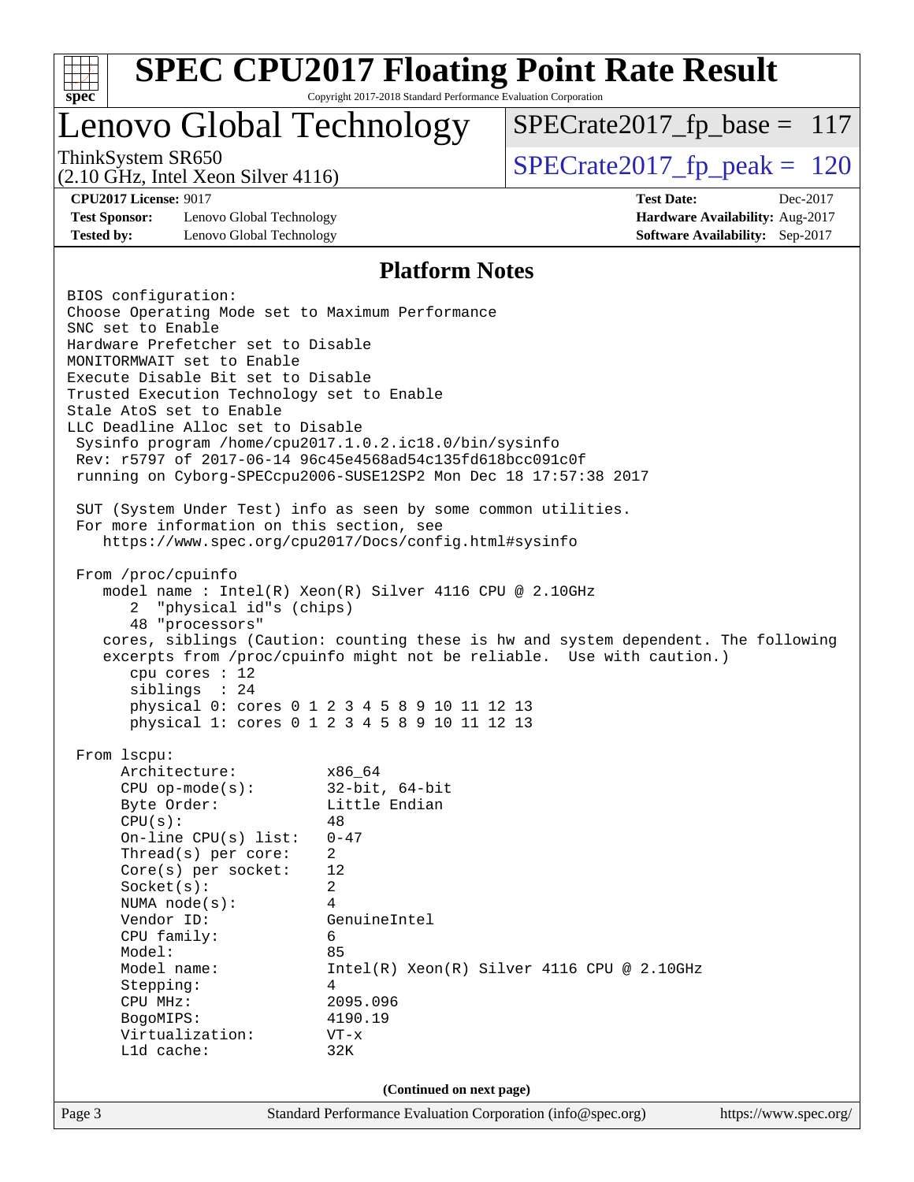# SPEC CPU2017 Floating Point Rate Result

Copyright 2017-2018 Standard Performance Evaluation Corporation

## Lenovo Global Technology

ThinkSystem SR650
(2.10 GHz, Intel Xeon Silver 4116)

SPECrate2017_fp_base = 117

SPECrate2017_fp_peak = 120

**CPU2017 License:** 9017
**Test Sponsor:** Lenovo Global Technology
**Tested by:** Lenovo Global Technology

**Test Date:** Dec-2017
**Hardware Availability:** Aug-2017
**Software Availability:** Sep-2017

### Platform Notes

```
BIOS configuration:
Choose Operating Mode set to Maximum Performance
SNC set to Enable
Hardware Prefetcher set to Disable
MONITORMWAIT set to Enable
Execute Disable Bit set to Disable
Trusted Execution Technology set to Enable
Stale AtoS set to Enable
LLC Deadline Alloc set to Disable
 Sysinfo program /home/cpu2017.1.0.2.ic18.0/bin/sysinfo
 Rev: r5797 of 2017-06-14 96c45e4568ad54c135fd618bcc091c0f
 running on Cyborg-SPECcpu2006-SUSE12SP2 Mon Dec 18 17:57:38 2017

 SUT (System Under Test) info as seen by some common utilities.
 For more information on this section, see
    https://www.spec.org/cpu2017/Docs/config.html#sysinfo

 From /proc/cpuinfo
    model name : Intel(R) Xeon(R) Silver 4116 CPU @ 2.10GHz
       2  "physical id"s (chips)
       48 "processors"
    cores, siblings (Caution: counting these is hw and system dependent. The following
    excerpts from /proc/cpuinfo might not be reliable.  Use with caution.)
       cpu cores : 12
       siblings  : 24
       physical 0: cores 0 1 2 3 4 5 8 9 10 11 12 13
       physical 1: cores 0 1 2 3 4 5 8 9 10 11 12 13

 From lscpu:
      Architecture:          x86_64
      CPU op-mode(s):        32-bit, 64-bit
      Byte Order:            Little Endian
      CPU(s):                48
      On-line CPU(s) list:   0-47
      Thread(s) per core:    2
      Core(s) per socket:    12
      Socket(s):             2
      NUMA node(s):          4
      Vendor ID:             GenuineIntel
      CPU family:            6
      Model:                 85
      Model name:            Intel(R) Xeon(R) Silver 4116 CPU @ 2.10GHz
      Stepping:              4
      CPU MHz:               2095.096
      BogoMIPS:              4190.19
      Virtualization:        VT-x
      L1d cache:             32K
```

(Continued on next page)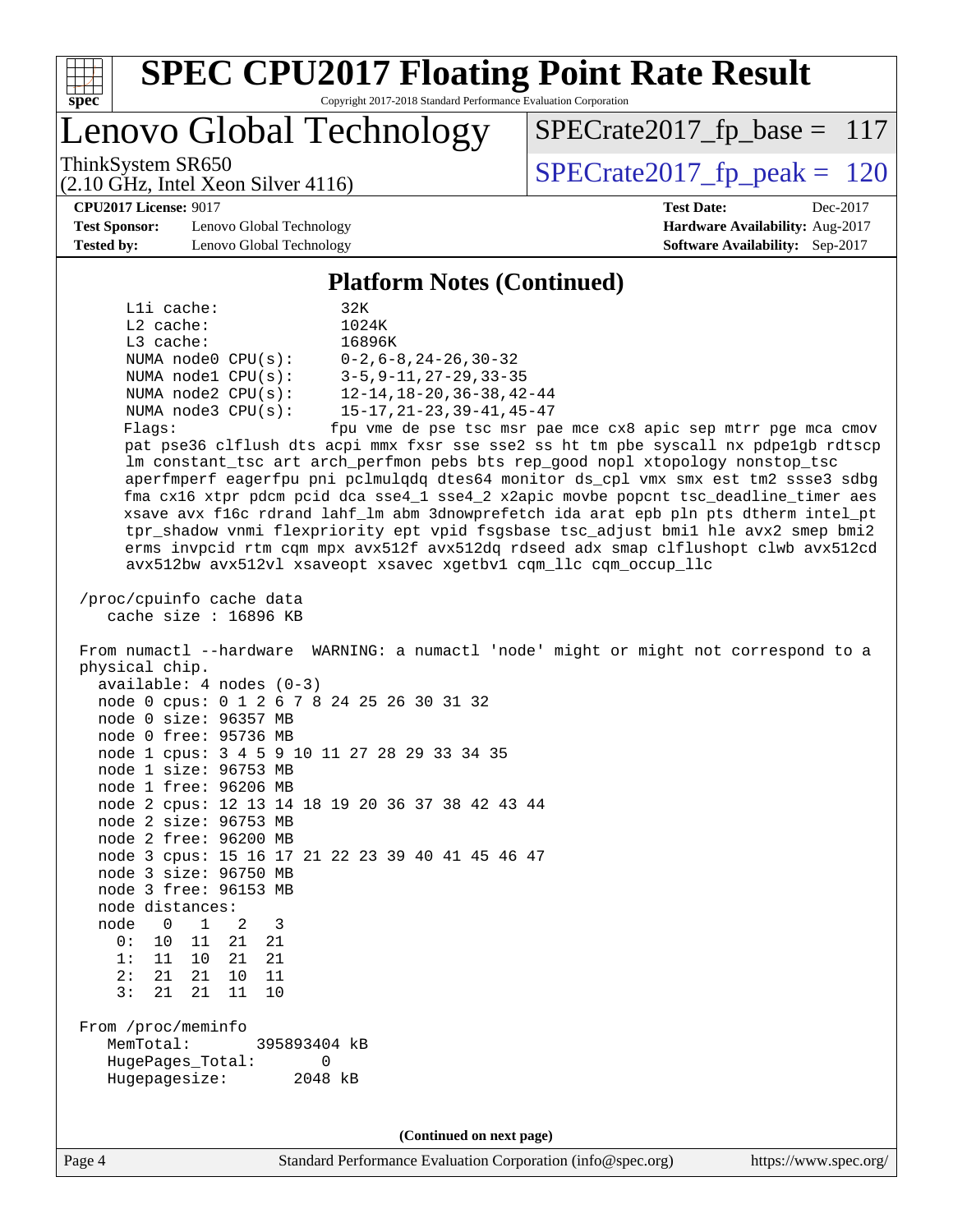## Platform Notes (Continued)

```
     L1i cache:             32K
     L2 cache:              1024K
     L3 cache:              16896K
     NUMA node0 CPU(s):     0-2,6-8,24-26,30-32
     NUMA node1 CPU(s):     3-5,9-11,27-29,33-35
     NUMA node2 CPU(s):     12-14,18-20,36-38,42-44
     NUMA node3 CPU(s):     15-17,21-23,39-41,45-47
     Flags:                fpu vme de pse tsc msr pae mce cx8 apic sep mtrr pge mca cmov
     pat pse36 clflush dts acpi mmx fxsr sse sse2 ss ht tm pbe syscall nx pdpe1gb rdtscp
     lm constant_tsc art arch_perfmon pebs bts rep_good nopl xtopology nonstop_tsc
     aperfmperf eagerfpu pni pclmulqdq dtes64 monitor ds_cpl vmx smx est tm2 ssse3 sdbg
     fma cx16 xtpr pdcm pcid dca sse4_1 sse4_2 x2apic movbe popcnt tsc_deadline_timer aes
     xsave avx f16c rdrand lahf_lm abm 3dnowprefetch ida arat epb pln pts dtherm intel_pt
     tpr_shadow vnmi flexpriority ept vpid fsgsbase tsc_adjust bmi1 hle avx2 smep bmi2
     erms invpcid rtm cqm mpx avx512f avx512dq rdseed adx smap clflushopt clwb avx512cd
     avx512bw avx512vl xsaveopt xsavec xgetbv1 cqm_llc cqm_occup_llc

 /proc/cpuinfo cache data
    cache size : 16896 KB

 From numactl --hardware  WARNING: a numactl 'node' might or might not correspond to a
 physical chip.
   available: 4 nodes (0-3)
   node 0 cpus: 0 1 2 6 7 8 24 25 26 30 31 32
   node 0 size: 96357 MB
   node 0 free: 95736 MB
   node 1 cpus: 3 4 5 9 10 11 27 28 29 33 34 35
   node 1 size: 96753 MB
   node 1 free: 96206 MB
   node 2 cpus: 12 13 14 18 19 20 36 37 38 42 43 44
   node 2 size: 96753 MB
   node 2 free: 96200 MB
   node 3 cpus: 15 16 17 21 22 23 39 40 41 45 46 47
   node 3 size: 96750 MB
   node 3 free: 96153 MB
   node distances:
   node   0   1   2   3
     0:  10  11  21  21
     1:  11  10  21  21
     2:  21  21  10  11
     3:  21  21  11  10

 From /proc/meminfo
    MemTotal:       395893404 kB
    HugePages_Total:       0
    Hugepagesize:       2048 kB
```

**(Continued on next page)**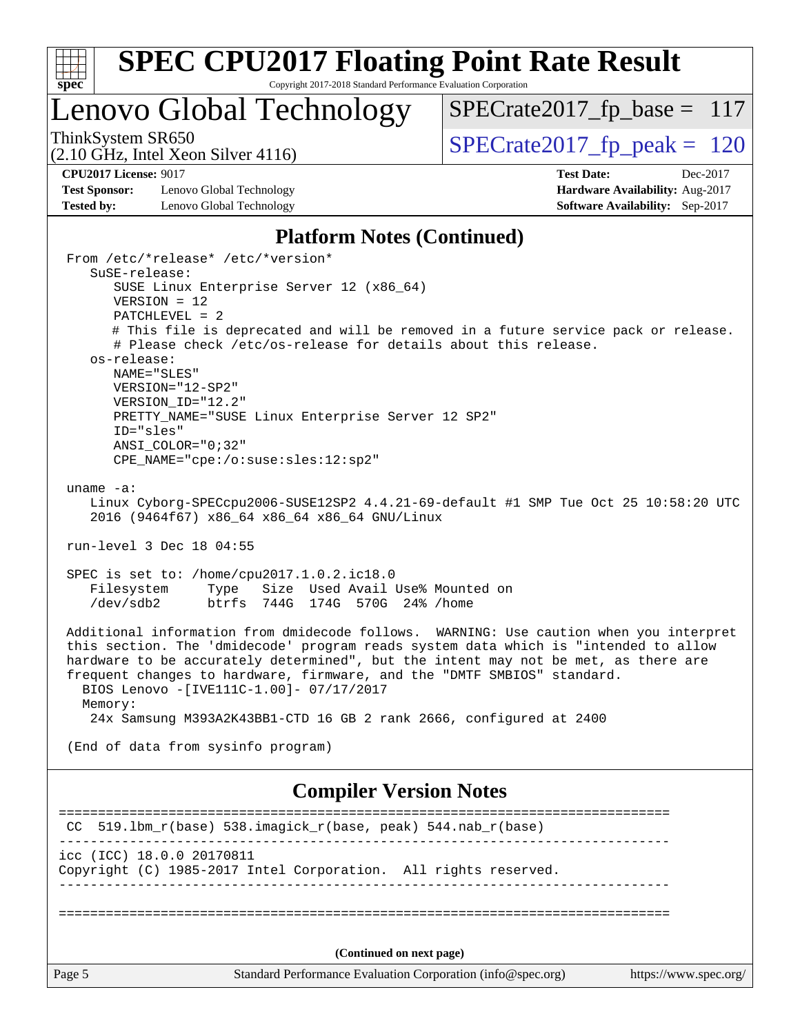## Platform Notes (Continued)

```
From /etc/*release* /etc/*version*
   SuSE-release:
      SUSE Linux Enterprise Server 12 (x86_64)
      VERSION = 12
      PATCHLEVEL = 2
      # This file is deprecated and will be removed in a future service pack or release.
      # Please check /etc/os-release for details about this release.
   os-release:
      NAME="SLES"
      VERSION="12-SP2"
      VERSION_ID="12.2"
      PRETTY_NAME="SUSE Linux Enterprise Server 12 SP2"
      ID="sles"
      ANSI_COLOR="0;32"
      CPE_NAME="cpe:/o:suse:sles:12:sp2"

uname -a:
   Linux Cyborg-SPECcpu2006-SUSE12SP2 4.4.21-69-default #1 SMP Tue Oct 25 10:58:20 UTC
   2016 (9464f67) x86_64 x86_64 x86_64 GNU/Linux

run-level 3 Dec 18 04:55

SPEC is set to: /home/cpu2017.1.0.2.ic18.0
   Filesystem     Type   Size  Used Avail Use% Mounted on
   /dev/sdb2      btrfs  744G  174G  570G  24% /home

Additional information from dmidecode follows.  WARNING: Use caution when you interpret
this section. The 'dmidecode' program reads system data which is "intended to allow
hardware to be accurately determined", but the intent may not be met, as there are
frequent changes to hardware, firmware, and the "DMTF SMBIOS" standard.
  BIOS Lenovo -[IVE111C-1.00]- 07/17/2017
  Memory:
   24x Samsung M393A2K43BB1-CTD 16 GB 2 rank 2666, configured at 2400

(End of data from sysinfo program)
```

## Compiler Version Notes

```
==============================================================================
 CC  519.lbm_r(base) 538.imagick_r(base, peak) 544.nab_r(base)
------------------------------------------------------------------------------
icc (ICC) 18.0.0 20170811
Copyright (C) 1985-2017 Intel Corporation.  All rights reserved.
------------------------------------------------------------------------------

==============================================================================
```

**(Continued on next page)**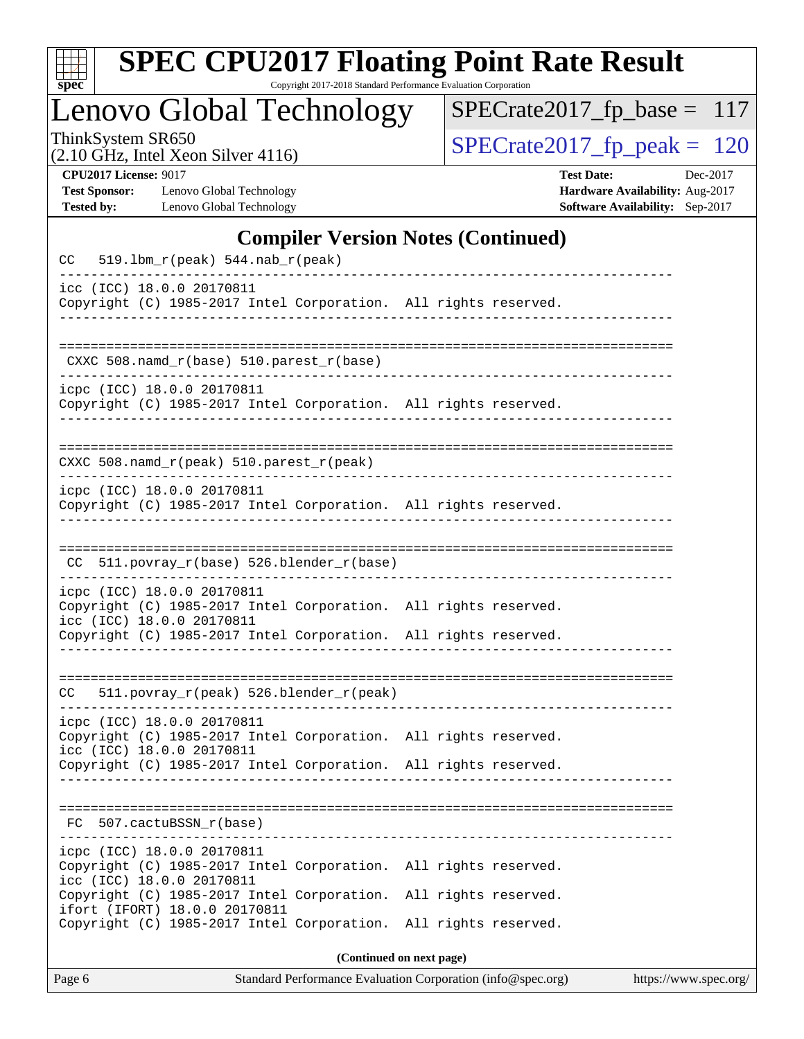## Compiler Version Notes (Continued)

```
CC   519.lbm_r(peak) 544.nab_r(peak)
------------------------------------------------------------------------------
icc (ICC) 18.0.0 20170811
Copyright (C) 1985-2017 Intel Corporation.  All rights reserved.
------------------------------------------------------------------------------

==============================================================================
 CXXC 508.namd_r(base) 510.parest_r(base)
------------------------------------------------------------------------------
icpc (ICC) 18.0.0 20170811
Copyright (C) 1985-2017 Intel Corporation.  All rights reserved.
------------------------------------------------------------------------------

==============================================================================
CXXC 508.namd_r(peak) 510.parest_r(peak)
------------------------------------------------------------------------------
icpc (ICC) 18.0.0 20170811
Copyright (C) 1985-2017 Intel Corporation.  All rights reserved.
------------------------------------------------------------------------------

==============================================================================
 CC  511.povray_r(base) 526.blender_r(base)
------------------------------------------------------------------------------
icpc (ICC) 18.0.0 20170811
Copyright (C) 1985-2017 Intel Corporation.  All rights reserved.
icc (ICC) 18.0.0 20170811
Copyright (C) 1985-2017 Intel Corporation.  All rights reserved.
------------------------------------------------------------------------------

==============================================================================
CC   511.povray_r(peak) 526.blender_r(peak)
------------------------------------------------------------------------------
icpc (ICC) 18.0.0 20170811
Copyright (C) 1985-2017 Intel Corporation.  All rights reserved.
icc (ICC) 18.0.0 20170811
Copyright (C) 1985-2017 Intel Corporation.  All rights reserved.
------------------------------------------------------------------------------

==============================================================================
 FC  507.cactuBSSN_r(base)
------------------------------------------------------------------------------
icpc (ICC) 18.0.0 20170811
Copyright (C) 1985-2017 Intel Corporation.  All rights reserved.
icc (ICC) 18.0.0 20170811
Copyright (C) 1985-2017 Intel Corporation.  All rights reserved.
ifort (IFORT) 18.0.0 20170811
Copyright (C) 1985-2017 Intel Corporation.  All rights reserved.
```

**(Continued on next page)**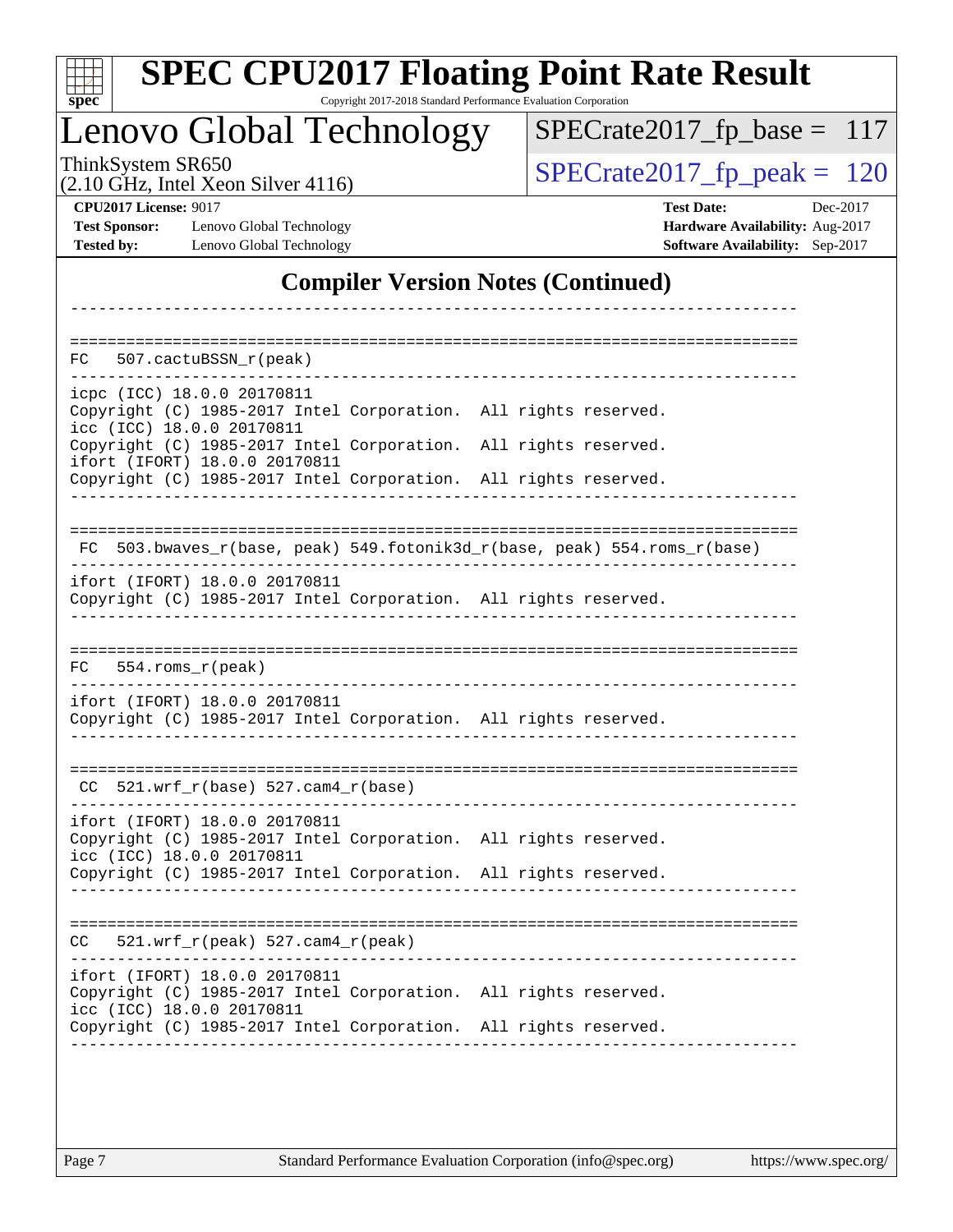## Compiler Version Notes (Continued)

```
------------------------------------------------------------------------------

==============================================================================
FC  507.cactuBSSN_r(peak)
------------------------------------------------------------------------------
icpc (ICC) 18.0.0 20170811
Copyright (C) 1985-2017 Intel Corporation.  All rights reserved.
icc (ICC) 18.0.0 20170811
Copyright (C) 1985-2017 Intel Corporation.  All rights reserved.
ifort (IFORT) 18.0.0 20170811
Copyright (C) 1985-2017 Intel Corporation.  All rights reserved.
------------------------------------------------------------------------------

==============================================================================
 FC  503.bwaves_r(base, peak) 549.fotonik3d_r(base, peak) 554.roms_r(base)
------------------------------------------------------------------------------
ifort (IFORT) 18.0.0 20170811
Copyright (C) 1985-2017 Intel Corporation.  All rights reserved.
------------------------------------------------------------------------------

==============================================================================
FC  554.roms_r(peak)
------------------------------------------------------------------------------
ifort (IFORT) 18.0.0 20170811
Copyright (C) 1985-2017 Intel Corporation.  All rights reserved.
------------------------------------------------------------------------------

==============================================================================
 CC  521.wrf_r(base) 527.cam4_r(base)
------------------------------------------------------------------------------
ifort (IFORT) 18.0.0 20170811
Copyright (C) 1985-2017 Intel Corporation.  All rights reserved.
icc (ICC) 18.0.0 20170811
Copyright (C) 1985-2017 Intel Corporation.  All rights reserved.
------------------------------------------------------------------------------

==============================================================================
CC  521.wrf_r(peak) 527.cam4_r(peak)
------------------------------------------------------------------------------
ifort (IFORT) 18.0.0 20170811
Copyright (C) 1985-2017 Intel Corporation.  All rights reserved.
icc (ICC) 18.0.0 20170811
Copyright (C) 1985-2017 Intel Corporation.  All rights reserved.
------------------------------------------------------------------------------
```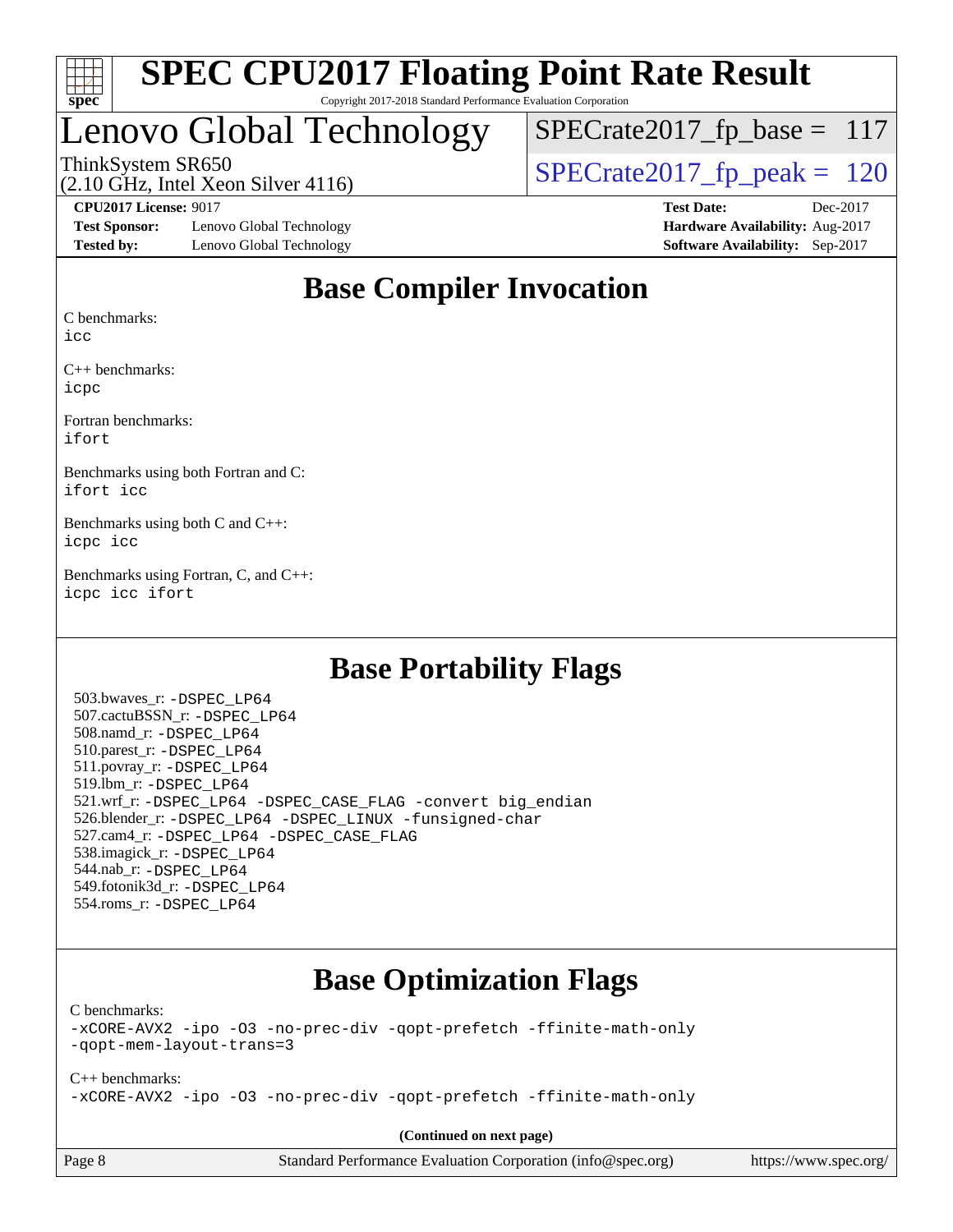# Base Compiler Invocation

C benchmarks:
icc

C++ benchmarks:
icpc

Fortran benchmarks:
ifort

Benchmarks using both Fortran and C:
ifort icc

Benchmarks using both C and C++:
icpc icc

Benchmarks using Fortran, C, and C++:
icpc icc ifort

# Base Portability Flags

503.bwaves_r: -DSPEC_LP64
507.cactuBSSN_r: -DSPEC_LP64
508.namd_r: -DSPEC_LP64
510.parest_r: -DSPEC_LP64
511.povray_r: -DSPEC_LP64
519.lbm_r: -DSPEC_LP64
521.wrf_r: -DSPEC_LP64 -DSPEC_CASE_FLAG -convert big_endian
526.blender_r: -DSPEC_LP64 -DSPEC_LINUX -funsigned-char
527.cam4_r: -DSPEC_LP64 -DSPEC_CASE_FLAG
538.imagick_r: -DSPEC_LP64
544.nab_r: -DSPEC_LP64
549.fotonik3d_r: -DSPEC_LP64
554.roms_r: -DSPEC_LP64

# Base Optimization Flags

C benchmarks:
-xCORE-AVX2 -ipo -O3 -no-prec-div -qopt-prefetch -ffinite-math-only
-qopt-mem-layout-trans=3

C++ benchmarks:
-xCORE-AVX2 -ipo -O3 -no-prec-div -qopt-prefetch -ffinite-math-only

**(Continued on next page)**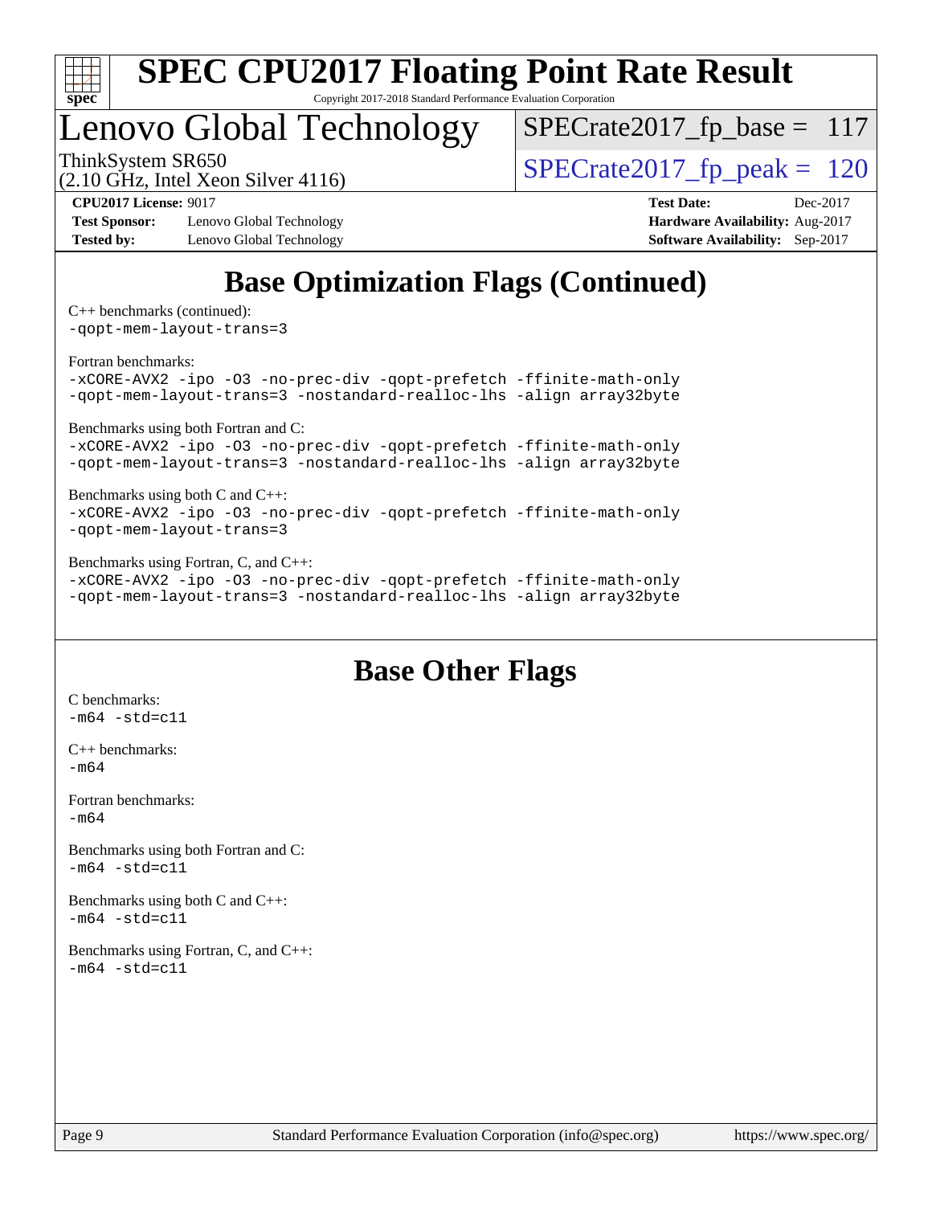# Base Optimization Flags (Continued)

C++ benchmarks (continued):
```
-qopt-mem-layout-trans=3
```

Fortran benchmarks:
```
-xCORE-AVX2 -ipo -O3 -no-prec-div -qopt-prefetch -ffinite-math-only
-qopt-mem-layout-trans=3 -nostandard-realloc-lhs -align array32byte
```

Benchmarks using both Fortran and C:
```
-xCORE-AVX2 -ipo -O3 -no-prec-div -qopt-prefetch -ffinite-math-only
-qopt-mem-layout-trans=3 -nostandard-realloc-lhs -align array32byte
```

Benchmarks using both C and C++:
```
-xCORE-AVX2 -ipo -O3 -no-prec-div -qopt-prefetch -ffinite-math-only
-qopt-mem-layout-trans=3
```

Benchmarks using Fortran, C, and C++:
```
-xCORE-AVX2 -ipo -O3 -no-prec-div -qopt-prefetch -ffinite-math-only
-qopt-mem-layout-trans=3 -nostandard-realloc-lhs -align array32byte
```

# Base Other Flags

C benchmarks:
```
-m64 -std=c11
```

C++ benchmarks:
```
-m64
```

Fortran benchmarks:
```
-m64
```

Benchmarks using both Fortran and C:
```
-m64 -std=c11
```

Benchmarks using both C and C++:
```
-m64 -std=c11
```

Benchmarks using Fortran, C, and C++:
```
-m64 -std=c11
```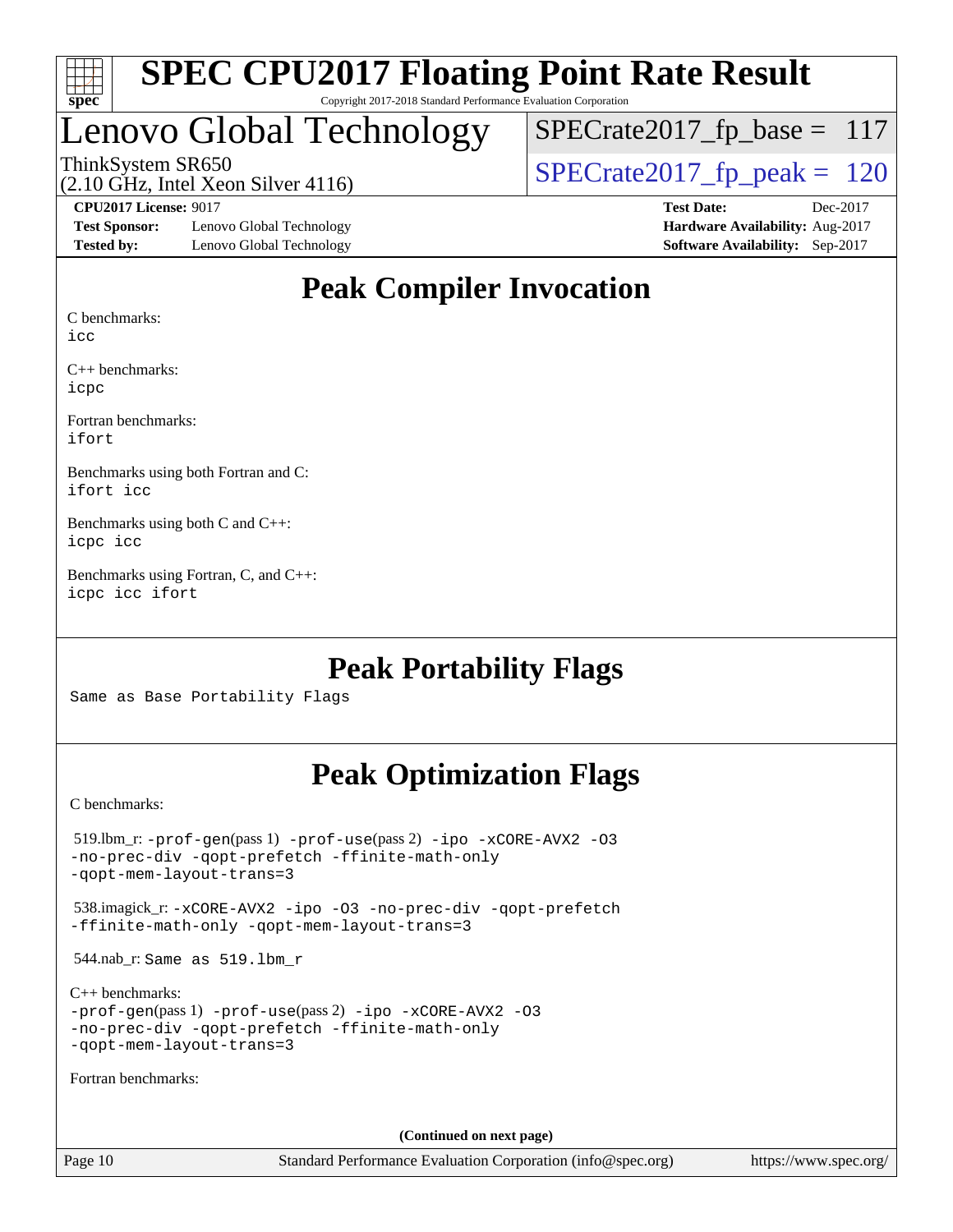# Peak Compiler Invocation

C benchmarks:
icc

C++ benchmarks:
icpc

Fortran benchmarks:
ifort

Benchmarks using both Fortran and C:
ifort icc

Benchmarks using both C and C++:
icpc icc

Benchmarks using Fortran, C, and C++:
icpc icc ifort

# Peak Portability Flags

Same as Base Portability Flags

# Peak Optimization Flags

C benchmarks:

519.lbm_r: -prof-gen(pass 1) -prof-use(pass 2) -ipo -xCORE-AVX2 -O3 -no-prec-div -qopt-prefetch -ffinite-math-only -qopt-mem-layout-trans=3

538.imagick_r: -xCORE-AVX2 -ipo -O3 -no-prec-div -qopt-prefetch -ffinite-math-only -qopt-mem-layout-trans=3

544.nab_r: Same as 519.lbm_r

C++ benchmarks:
-prof-gen(pass 1) -prof-use(pass 2) -ipo -xCORE-AVX2 -O3 -no-prec-div -qopt-prefetch -ffinite-math-only -qopt-mem-layout-trans=3

Fortran benchmarks:

(Continued on next page)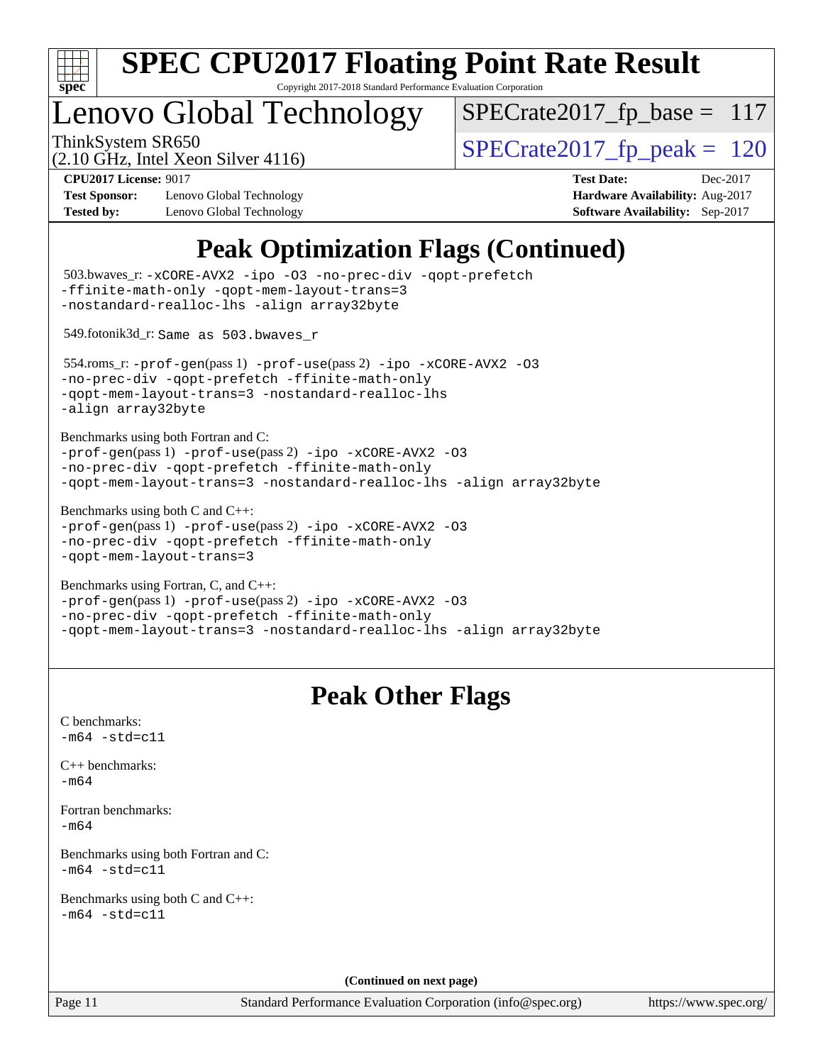# SPEC CPU2017 Floating Point Rate Result

Copyright 2017-2018 Standard Performance Evaluation Corporation

## Lenovo Global Technology

ThinkSystem SR650
(2.10 GHz, Intel Xeon Silver 4116)

SPECrate2017_fp_base = 117

SPECrate2017_fp_peak = 120

**CPU2017 License:** 9017
**Test Sponsor:** Lenovo Global Technology
**Tested by:** Lenovo Global Technology

**Test Date:** Dec-2017
**Hardware Availability:** Aug-2017
**Software Availability:** Sep-2017

## Peak Optimization Flags (Continued)

503.bwaves_r: `-xCORE-AVX2 -ipo -O3 -no-prec-div -qopt-prefetch -ffinite-math-only -qopt-mem-layout-trans=3 -nostandard-realloc-lhs -align array32byte`

549.fotonik3d_r: `Same as 503.bwaves_r`

554.roms_r: `-prof-gen`(pass 1) `-prof-use`(pass 2) `-ipo -xCORE-AVX2 -O3 -no-prec-div -qopt-prefetch -ffinite-math-only -qopt-mem-layout-trans=3 -nostandard-realloc-lhs -align array32byte`

Benchmarks using both Fortran and C:
`-prof-gen`(pass 1) `-prof-use`(pass 2) `-ipo -xCORE-AVX2 -O3 -no-prec-div -qopt-prefetch -ffinite-math-only -qopt-mem-layout-trans=3 -nostandard-realloc-lhs -align array32byte`

Benchmarks using both C and C++:
`-prof-gen`(pass 1) `-prof-use`(pass 2) `-ipo -xCORE-AVX2 -O3 -no-prec-div -qopt-prefetch -ffinite-math-only -qopt-mem-layout-trans=3`

Benchmarks using Fortran, C, and C++:
`-prof-gen`(pass 1) `-prof-use`(pass 2) `-ipo -xCORE-AVX2 -O3 -no-prec-div -qopt-prefetch -ffinite-math-only -qopt-mem-layout-trans=3 -nostandard-realloc-lhs -align array32byte`

## Peak Other Flags

C benchmarks:
`-m64 -std=c11`

C++ benchmarks:
`-m64`

Fortran benchmarks:
`-m64`

Benchmarks using both Fortran and C:
`-m64 -std=c11`

Benchmarks using both C and C++:
`-m64 -std=c11`

**(Continued on next page)**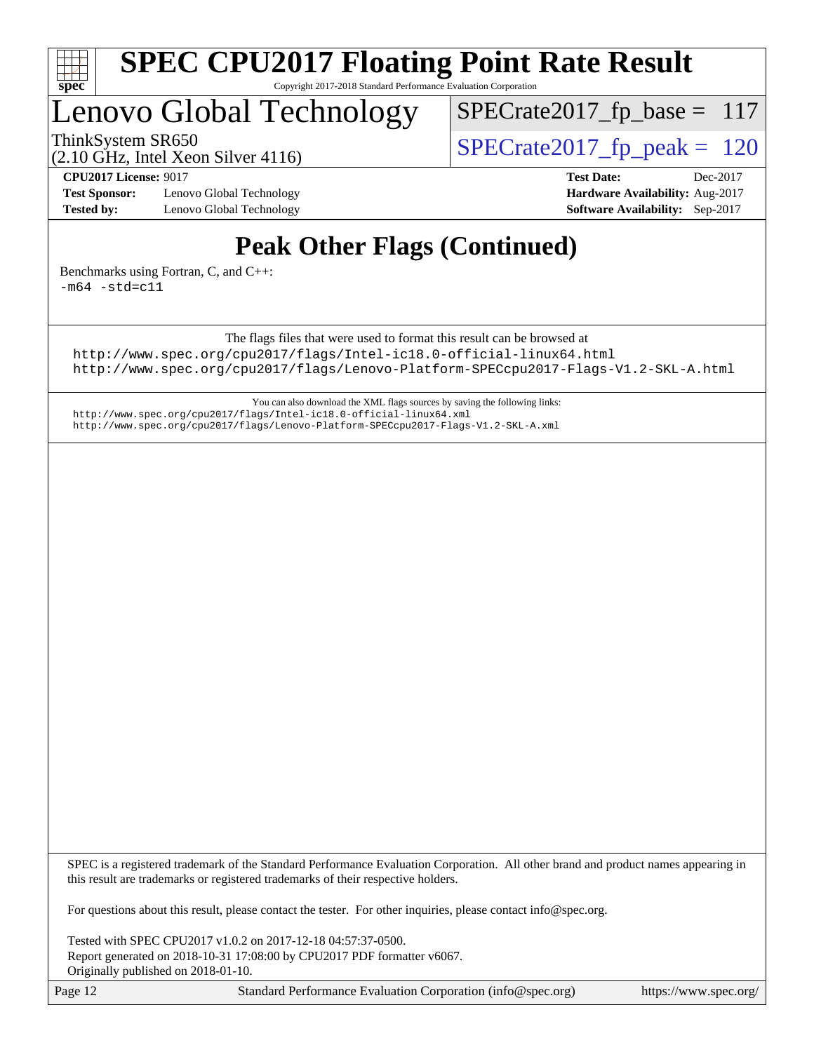## Peak Other Flags (Continued)

Benchmarks using Fortran, C, and C++:
-m64 -std=c11

The flags files that were used to format this result can be browsed at
http://www.spec.org/cpu2017/flags/Intel-ic18.0-official-linux64.html
http://www.spec.org/cpu2017/flags/Lenovo-Platform-SPECcpu2017-Flags-V1.2-SKL-A.html

You can also download the XML flags sources by saving the following links:
http://www.spec.org/cpu2017/flags/Intel-ic18.0-official-linux64.xml
http://www.spec.org/cpu2017/flags/Lenovo-Platform-SPECcpu2017-Flags-V1.2-SKL-A.xml

SPEC is a registered trademark of the Standard Performance Evaluation Corporation. All other brand and product names appearing in this result are trademarks or registered trademarks of their respective holders.

For questions about this result, please contact the tester. For other inquiries, please contact info@spec.org.

Tested with SPEC CPU2017 v1.0.2 on 2017-12-18 04:57:37-0500.
Report generated on 2018-10-31 17:08:00 by CPU2017 PDF formatter v6067.
Originally published on 2018-01-10.